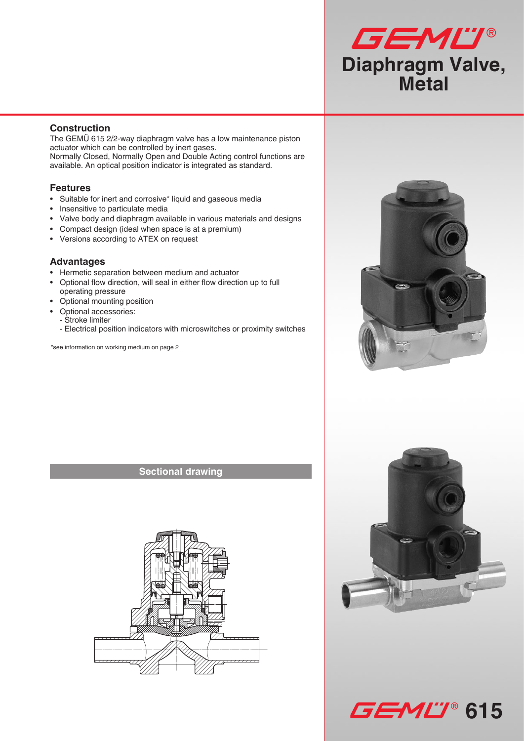# GEMÜ®

# Diaphragm Valve, Metal

## Construction

The GEMÜ 615 2/2-way diaphragm valve has a low maintenance piston actuator which can be controlled by inert gases.
Normally Closed, Normally Open and Double Acting control functions are available. An optical position indicator is integrated as standard.

## Features

- Suitable for inert and corrosive* liquid and gaseous media
- Insensitive to particulate media
- Valve body and diaphragm available in various materials and designs
- Compact design (ideal when space is at a premium)
- Versions according to ATEX on request

## Advantages

- Hermetic separation between medium and actuator
- Optional flow direction, will seal in either flow direction up to full operating pressure
- Optional mounting position
- Optional accessories:
  - Stroke limiter
  - Electrical position indicators with microswitches or proximity switches

*see information on working medium on page 2

## Sectional drawing

GEMÜ® 615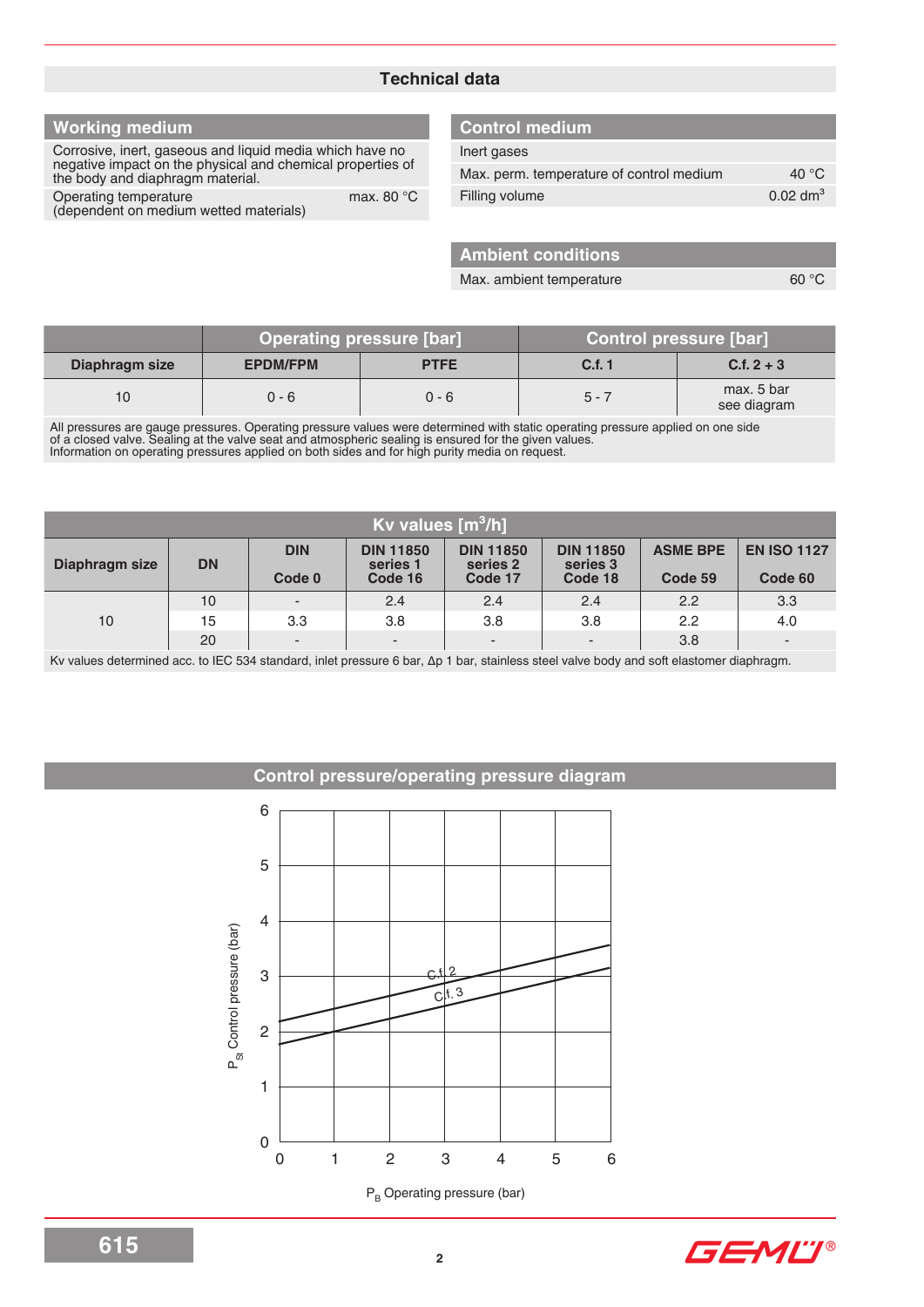# Technical data

## Working medium

| | |
|---|---|
| Corrosive, inert, gaseous and liquid media which have no negative impact on the physical and chemical properties of the body and diaphragm material. | |
| Operating temperature (dependent on medium wetted materials) | max. 80 °C |

## Control medium

| | |
|---|---|
| Inert gases | |
| Max. perm. temperature of control medium | 40 °C |
| Filling volume | 0.02 $dm^3$ |

## Ambient conditions

| | |
|---|---|
| Max. ambient temperature | 60 °C |

| Diaphragm size | Operating pressure [bar] | | Control pressure [bar] | |
|---|---|---|---|---|
| | EPDM/FPM | PTFE | C.f. 1 | C.f. 2 + 3 |
| 10 | 0 - 6 | 0 - 6 | 5 - 7 | max. 5 bar see diagram |

All pressures are gauge pressures. Operating pressure values were determined with static operating pressure applied on one side of a closed valve. Sealing at the valve seat and atmospheric sealing is ensured for the given values.
Information on operating pressures applied on both sides and for high purity media on request.

| Kv values [$m^3$/h] | | | | | | | |
|---|---|---|---|---|---|---|---|
| Diaphragm size | DN | DIN Code 0 | DIN 11850 series 1 Code 16 | DIN 11850 series 2 Code 17 | DIN 11850 series 3 Code 18 | ASME BPE Code 59 | EN ISO 1127 Code 60 |
| 10 | 10 | - | 2.4 | 2.4 | 2.4 | 2.2 | 3.3 |
| | 15 | 3.3 | 3.8 | 3.8 | 3.8 | 2.2 | 4.0 |
| | 20 | - | - | - | - | 3.8 | - |

Kv values determined acc. to IEC 534 standard, inlet pressure 6 bar, Δp 1 bar, stainless steel valve body and soft elastomer diaphragm.

## Control pressure/operating pressure diagram

Y-axis: $P_{St}$ Control pressure (bar) (0–6); X-axis: $P_B$ Operating pressure (bar) (0–6). Lines: C.f. 2, C.f. 3.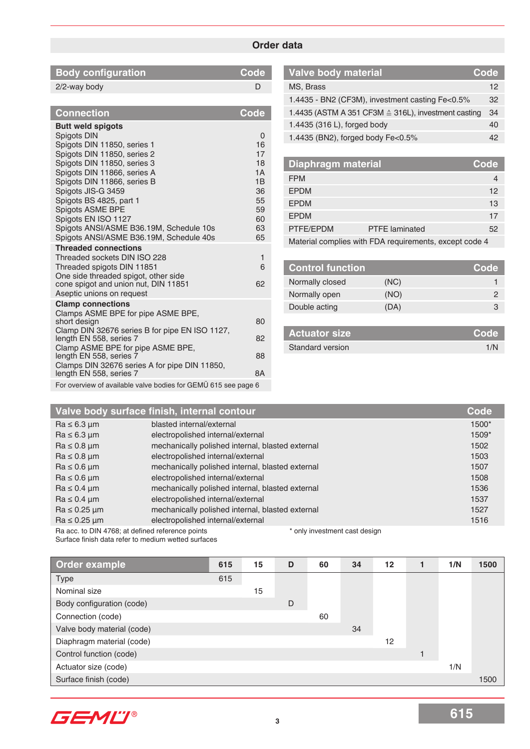## Order data

| Body configuration | Code |
|---|---|
| 2/2-way body | D |

| Connection | Code |
|---|---|
| **Butt weld spigots** | |
| Spigots DIN | 0 |
| Spigots DIN 11850, series 1 | 16 |
| Spigots DIN 11850, series 2 | 17 |
| Spigots DIN 11850, series 3 | 18 |
| Spigots DIN 11866, series A | 1A |
| Spigots DIN 11866, series B | 1B |
| Spigots JIS-G 3459 | 36 |
| Spigots BS 4825, part 1 | 55 |
| Spigots ASME BPE | 59 |
| Spigots EN ISO 1127 | 60 |
| Spigots ANSI/ASME B36.19M, Schedule 10s | 63 |
| Spigots ANSI/ASME B36.19M, Schedule 40s | 65 |
| **Threaded connections** | |
| Threaded sockets DIN ISO 228 | 1 |
| Threaded spigots DIN 11851 | 6 |
| One side threaded spigot, other side cone spigot and union nut, DIN 11851 | 62 |
| Aseptic unions on request | |
| **Clamp connections** | |
| Clamps ASME BPE for pipe ASME BPE, short design | 80 |
| Clamp DIN 32676 series B for pipe EN ISO 1127, length EN 558, series 7 | 82 |
| Clamp ASME BPE for pipe ASME BPE, length EN 558, series 7 | 88 |
| Clamps DIN 32676 series A for pipe DIN 11850, length EN 558, series 7 | 8A |
| For overview of available valve bodies for GEMÜ 615 see page 6 | |

| Valve body material | Code |
|---|---|
| MS, Brass | 12 |
| 1.4435 - BN2 (CF3M), investment casting Fe<0.5% | 32 |
| 1.4435 (ASTM A 351 CF3M ≙ 316L), investment casting | 34 |
| 1.4435 (316 L), forged body | 40 |
| 1.4435 (BN2), forged body Fe<0.5% | 42 |

| Diaphragm material | | Code |
|---|---|---|
| FPM | | 4 |
| EPDM | | 12 |
| EPDM | | 13 |
| EPDM | | 17 |
| PTFE/EPDM | PTFE laminated | 52 |
| Material complies with FDA requirements, except code 4 | | |

| Control function | | Code |
|---|---|---|
| Normally closed | (NC) | 1 |
| Normally open | (NO) | 2 |
| Double acting | (DA) | 3 |

| Actuator size | Code |
|---|---|
| Standard version | 1/N |

| Valve body surface finish, internal contour | | Code |
|---|---|---|
| Ra ≤ 6.3 µm | blasted internal/external | 1500* |
| Ra ≤ 6.3 µm | electropolished internal/external | 1509* |
| Ra ≤ 0.8 µm | mechanically polished internal, blasted external | 1502 |
| Ra ≤ 0.8 µm | electropolished internal/external | 1503 |
| Ra ≤ 0.6 µm | mechanically polished internal, blasted external | 1507 |
| Ra ≤ 0.6 µm | electropolished internal/external | 1508 |
| Ra ≤ 0.4 µm | mechanically polished internal, blasted external | 1536 |
| Ra ≤ 0.4 µm | electropolished internal/external | 1537 |
| Ra ≤ 0.25 µm | mechanically polished internal, blasted external | 1527 |
| Ra ≤ 0.25 µm | electropolished internal/external | 1516 |

Ra acc. to DIN 4768; at defined reference points
Surface finish data refer to medium wetted surfaces

* only investment cast design

| Order example | 615 | 15 | D | 60 | 34 | 12 | 1 | 1/N | 1500 |
|---|---|---|---|---|---|---|---|---|---|
| Type | 615 | | | | | | | | |
| Nominal size | | 15 | | | | | | | |
| Body configuration (code) | | | D | | | | | | |
| Connection (code) | | | | 60 | | | | | |
| Valve body material (code) | | | | | 34 | | | | |
| Diaphragm material (code) | | | | | | 12 | | | |
| Control function (code) | | | | | | | 1 | | |
| Actuator size (code) | | | | | | | | 1/N | |
| Surface finish (code) | | | | | | | | | 1500 |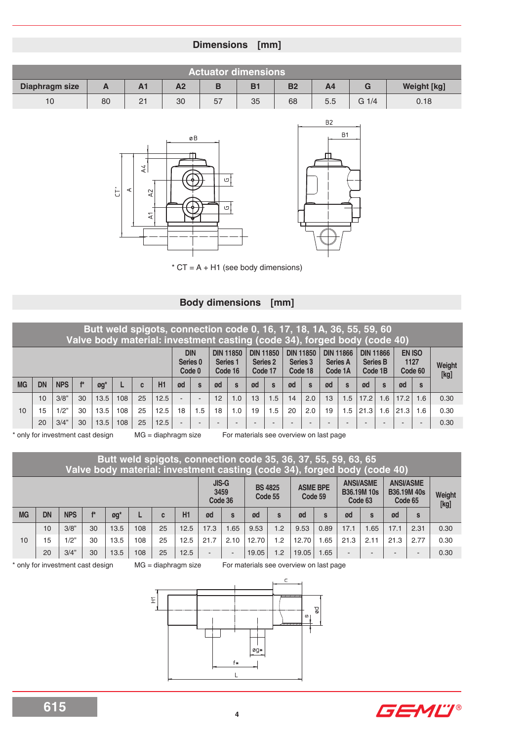## Dimensions [mm]

| Actuator dimensions | | | | | | | | | |
|---|---|---|---|---|---|---|---|---|---|
| Diaphragm size | A | A1 | A2 | B | B1 | B2 | A4 | G | Weight [kg] |
| 10 | 80 | 21 | 30 | 57 | 35 | 68 | 5.5 | G 1/4 | 0.18 |

\* CT = A + H1 (see body dimensions)

## Body dimensions [mm]

**Butt weld spigots, connection code 0, 16, 17, 18, 1A, 36, 55, 59, 60**
**Valve body material: investment casting (code 34), forged body (code 40)**

| | | | | | | | | DIN Series 0 Code 0 | | DIN 11850 Series 1 Code 16 | | DIN 11850 Series 2 Code 17 | | DIN 11850 Series 3 Code 18 | | DIN 11866 Series A Code 1A | | DIN 11866 Series B Code 1B | | EN ISO 1127 Code 60 | | Weight [kg] |
|---|---|---|---|---|---|---|---|---|---|---|---|---|---|---|---|---|---|---|---|---|---|---|
| MG | DN | NPS | f* | øg* | L | c | H1 | ød | s | ød | s | ød | s | ød | s | ød | s | ød | s | ød | s | |
| 10 | 10 | 3/8" | 30 | 13.5 | 108 | 25 | 12.5 | - | - | 12 | 1.0 | 13 | 1.5 | 14 | 2.0 | 13 | 1.5 | 17.2 | 1.6 | 17.2 | 1.6 | 0.30 |
| | 15 | 1/2" | 30 | 13.5 | 108 | 25 | 12.5 | 18 | 1.5 | 18 | 1.0 | 19 | 1.5 | 20 | 2.0 | 19 | 1.5 | 21.3 | 1.6 | 21.3 | 1.6 | 0.30 |
| | 20 | 3/4" | 30 | 13.5 | 108 | 25 | 12.5 | - | - | - | - | - | - | - | - | - | - | - | - | - | - | 0.30 |

\* only for investment cast design MG = diaphragm size For materials see overview on last page

**Butt weld spigots, connection code 35, 36, 37, 55, 59, 63, 65**
**Valve body material: investment casting (code 34), forged body (code 40)**

| | | | | | | | | JIS-G 3459 Code 36 | | BS 4825 Code 55 | | ASME BPE Code 59 | | ANSI/ASME B36.19M 10s Code 63 | | ANSI/ASME B36.19M 40s Code 65 | | Weight [kg] |
|---|---|---|---|---|---|---|---|---|---|---|---|---|---|---|---|---|---|---|
| MG | DN | NPS | f* | øg* | L | c | H1 | ød | s | ød | s | ød | s | ød | s | ød | s | |
| 10 | 10 | 3/8" | 30 | 13.5 | 108 | 25 | 12.5 | 17.3 | 1.65 | 9.53 | 1.2 | 9.53 | 0.89 | 17.1 | 1.65 | 17.1 | 2.31 | 0.30 |
| | 15 | 1/2" | 30 | 13.5 | 108 | 25 | 12.5 | 21.7 | 2.10 | 12.70 | 1.2 | 12.70 | 1.65 | 21.3 | 2.11 | 21.3 | 2.77 | 0.30 |
| | 20 | 3/4" | 30 | 13.5 | 108 | 25 | 12.5 | - | - | 19.05 | 1.2 | 19.05 | 1.65 | - | - | - | - | 0.30 |

\* only for investment cast design MG = diaphragm size For materials see overview on last page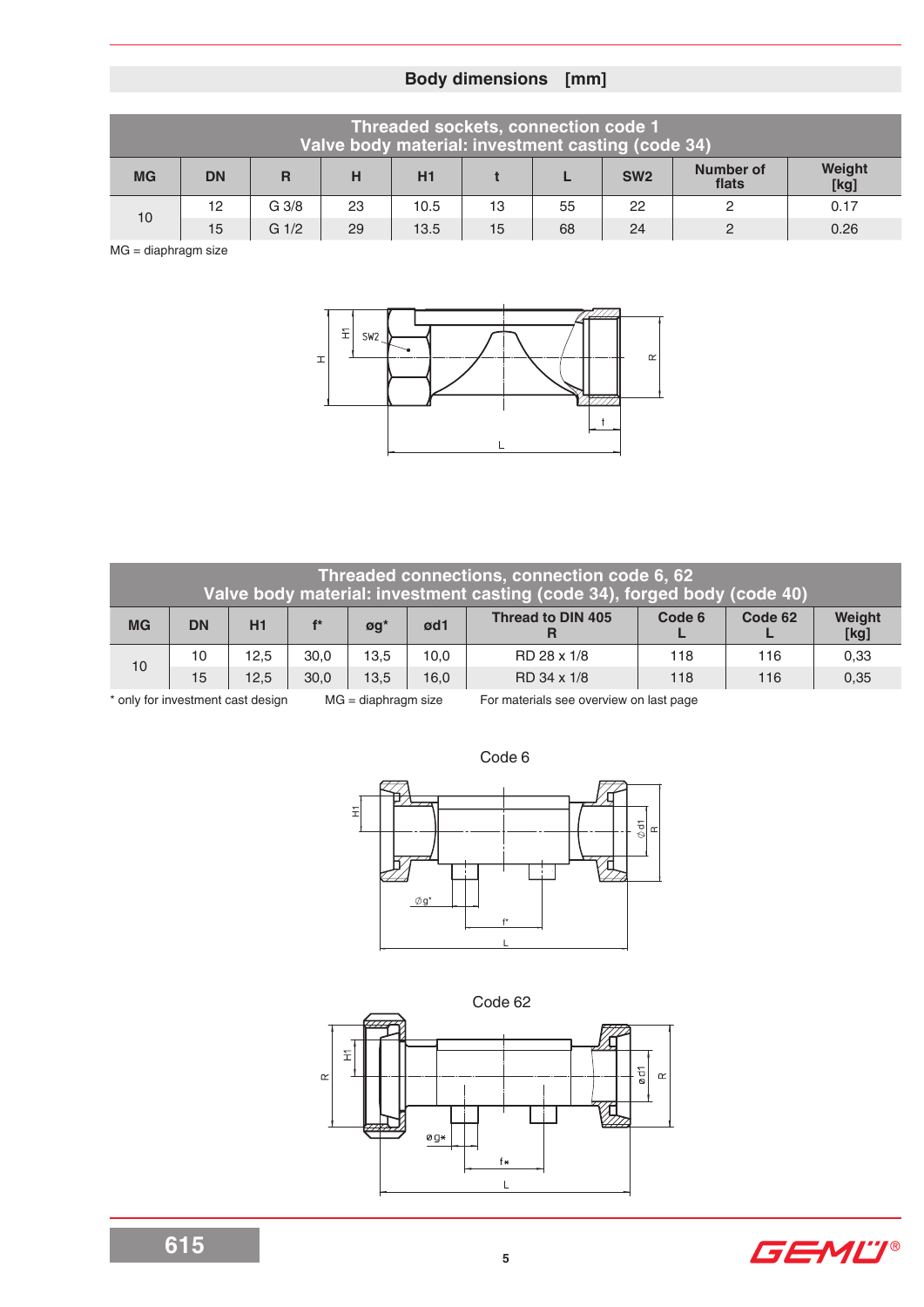## Body dimensions [mm]

| Threaded sockets, connection code 1<br>Valve body material: investment casting (code 34) | | | | | | | | | |
|---|---|---|---|---|---|---|---|---|---|
| MG | DN | R | H | H1 | t | L | SW2 | Number of flats | Weight [kg] |
| 10 | 12 | G 3/8 | 23 | 10.5 | 13 | 55 | 22 | 2 | 0.17 |
| | 15 | G 1/2 | 29 | 13.5 | 15 | 68 | 24 | 2 | 0.26 |

MG = diaphragm size

| Threaded connections, connection code 6, 62<br>Valve body material: investment casting (code 34), forged body (code 40) | | | | | | | | | |
|---|---|---|---|---|---|---|---|---|---|
| MG | DN | H1 | f* | øg* | ød1 | Thread to DIN 405 R | Code 6 L | Code 62 L | Weight [kg] |
| 10 | 10 | 12,5 | 30,0 | 13,5 | 10,0 | RD 28 x 1/8 | 118 | 116 | 0,33 |
| | 15 | 12,5 | 30,0 | 13,5 | 16,0 | RD 34 x 1/8 | 118 | 116 | 0,35 |

* only for investment cast design MG = diaphragm size For materials see overview on last page

Code 6

Code 62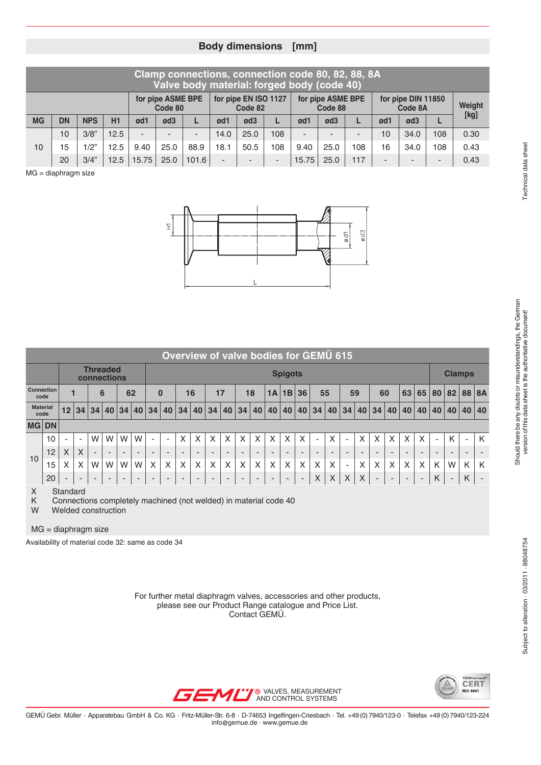## Body dimensions [mm]

| Clamp connections, connection code 80, 82, 88, 8A<br>Valve body material: forged body (code 40) | | | | | | | | | | | | | | | | |
|---|---|---|---|---|---|---|---|---|---|---|---|---|---|---|---|---|
| | | | | for pipe ASME BPE<br>Code 80 | | | for pipe EN ISO 1127<br>Code 82 | | | for pipe ASME BPE<br>Code 88 | | | for pipe DIN 11850<br>Code 8A | | | Weight<br>[kg] |
| MG | DN | NPS | H1 | ød1 | ød3 | L | ød1 | ød3 | L | ød1 | ød3 | L | ød1 | ød3 | L | |
| 10 | 10 | 3/8" | 12.5 | - | - | - | 14.0 | 25.0 | 108 | - | - | - | 10 | 34.0 | 108 | 0.30 |
| | 15 | 1/2" | 12.5 | 9.40 | 25.0 | 88.9 | 18.1 | 50.5 | 108 | 9.40 | 25.0 | 108 | 16 | 34.0 | 108 | 0.43 |
| | 20 | 3/4" | 12.5 | 15.75 | 25.0 | 101.6 | - | - | - | 15.75 | 25.0 | 117 | - | - | - | 0.43 |

MG = diaphragm size

H1

ød1

ød3

L

| Overview of valve bodies for GEMÜ 615 | | | | | | | | | | | | | | | | | | | | | | | | | | | | | | |
|---|---|---|---|---|---|---|---|---|---|---|---|---|---|---|---|---|---|---|---|---|---|---|---|---|---|---|---|---|---|---|
| | | Threaded connections | | | | | | Spigots | | | | | | | | | | | | | | | | | | | Clamps | | | |
| Connection code | | 1 | | 6 | | 62 | | 0 | | 16 | | 17 | | 18 | | 1A | 1B | 36 | 55 | | 59 | | 60 | | 63 | 65 | 80 | 82 | 88 | 8A |
| Material code | | 12 | 34 | 34 | 40 | 34 | 40 | 34 | 40 | 34 | 40 | 34 | 40 | 34 | 40 | 40 | 40 | 40 | 34 | 40 | 34 | 40 | 34 | 40 | 40 | 40 | 40 | 40 | 40 | 40 |
| MG | DN | | | | | | | | | | | | | | | | | | | | | | | | | | | | | |
| 10 | 10 | - | - | W | W | W | W | - | - | X | X | X | X | X | X | X | X | X | - | X | - | X | X | X | X | X | - | K | - | K |
| | 12 | X | X | - | - | - | - | - | - | - | - | - | - | - | - | - | - | - | - | - | - | - | - | - | - | - | - | - | - | - |
| | 15 | X | X | W | W | W | W | X | X | X | X | X | X | X | X | X | X | X | X | X | - | X | X | X | X | X | K | W | K | K |
| | 20 | - | - | - | - | - | - | - | - | - | - | - | - | - | - | - | - | - | X | X | X | X | - | - | - | - | K | - | K | - |

X Standard
K Connections completely machined (not welded) in material code 40
W Welded construction

MG = diaphragm size

Availability of material code 32: same as code 34

For further metal diaphragm valves, accessories and other products, please see our Product Range catalogue and Price List. Contact GEMÜ.

GEMÜ® VALVES, MEASUREMENT AND CONTROL SYSTEMS

GEMÜ Gebr. Müller · Apparatebau GmbH & Co. KG · Fritz-Müller-Str. 6-8 · D-74653 Ingelfingen-Criesbach · Tel. +49 (0) 7940/123-0 · Telefax +49 (0) 7940/123-224
info@gemue.de · www.gemue.de

Technical data sheet

Should there be any doubts or misunderstandings, the German version of this data sheet is the authoritative document!

Subject to alteration · 03/2011 · 88048754